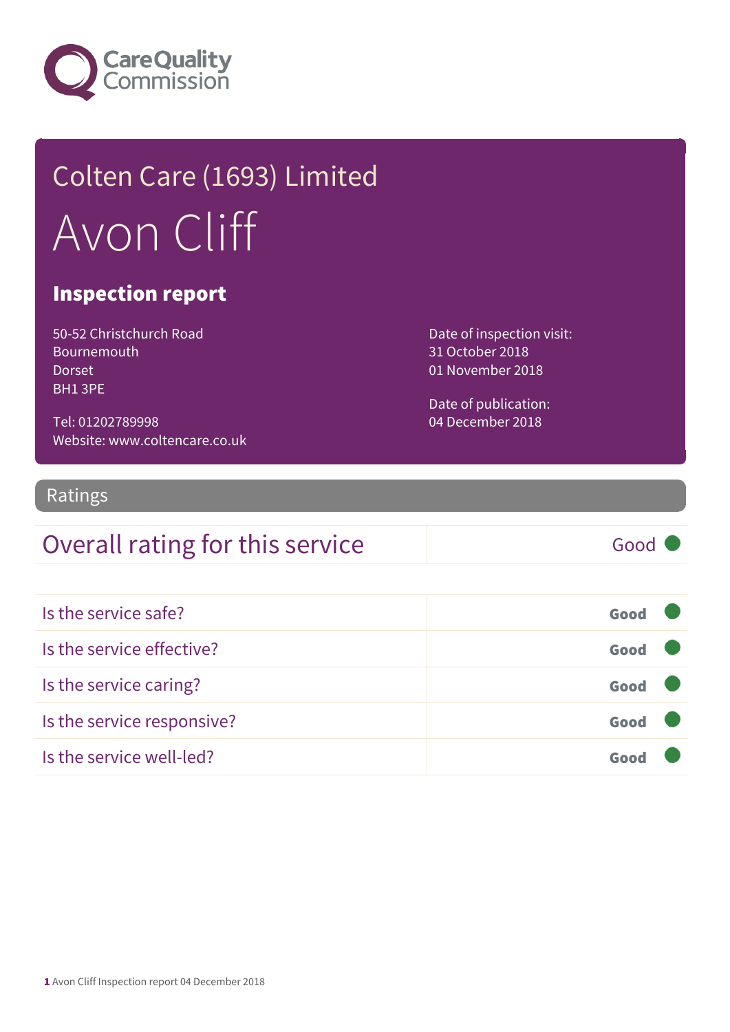Care Quality Commission

# Colten Care (1693) Limited

# Avon Cliff

## Inspection report

50-52 Christchurch Road
Bournemouth
Dorset
BH1 3PE

Tel: 01202789998
Website: www.coltencare.co.uk

Date of inspection visit:
31 October 2018
01 November 2018

Date of publication:
04 December 2018

## Ratings

| Overall rating for this service | Good |
|---|---|

| | |
|---|---|
| Is the service safe? | Good |
| Is the service effective? | Good |
| Is the service caring? | Good |
| Is the service responsive? | Good |
| Is the service well-led? | Good |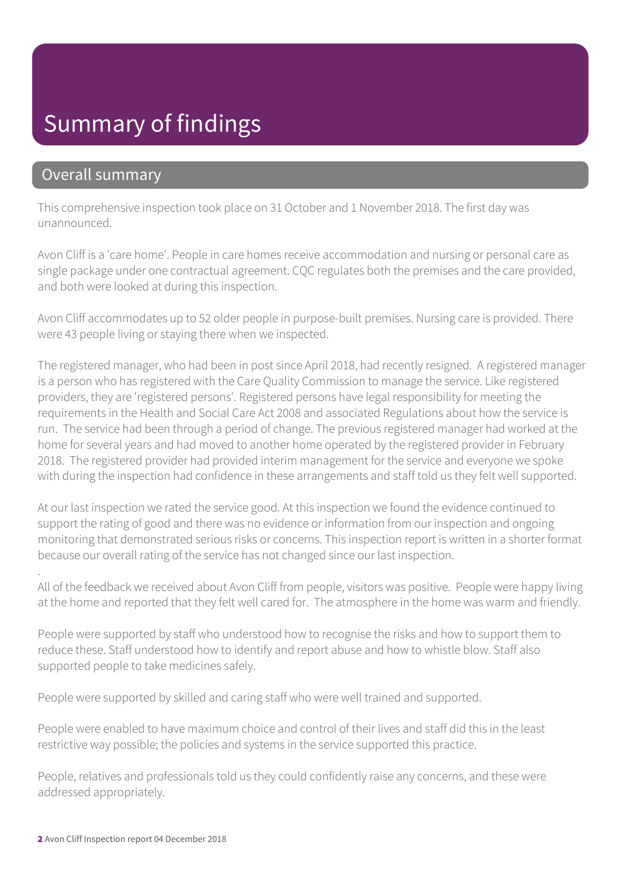# Summary of findings

## Overall summary

This comprehensive inspection took place on 31 October and 1 November 2018. The first day was unannounced.

Avon Cliff is a 'care home'. People in care homes receive accommodation and nursing or personal care as single package under one contractual agreement. CQC regulates both the premises and the care provided, and both were looked at during this inspection.

Avon Cliff accommodates up to 52 older people in purpose-built premises. Nursing care is provided. There were 43 people living or staying there when we inspected.

The registered manager, who had been in post since April 2018, had recently resigned. A registered manager is a person who has registered with the Care Quality Commission to manage the service. Like registered providers, they are 'registered persons'. Registered persons have legal responsibility for meeting the requirements in the Health and Social Care Act 2008 and associated Regulations about how the service is run. The service had been through a period of change. The previous registered manager had worked at the home for several years and had moved to another home operated by the registered provider in February 2018. The registered provider had provided interim management for the service and everyone we spoke with during the inspection had confidence in these arrangements and staff told us they felt well supported.

At our last inspection we rated the service good. At this inspection we found the evidence continued to support the rating of good and there was no evidence or information from our inspection and ongoing monitoring that demonstrated serious risks or concerns. This inspection report is written in a shorter format because our overall rating of the service has not changed since our last inspection.

.

All of the feedback we received about Avon Cliff from people, visitors was positive. People were happy living at the home and reported that they felt well cared for. The atmosphere in the home was warm and friendly.

People were supported by staff who understood how to recognise the risks and how to support them to reduce these. Staff understood how to identify and report abuse and how to whistle blow. Staff also supported people to take medicines safely.

People were supported by skilled and caring staff who were well trained and supported.

People were enabled to have maximum choice and control of their lives and staff did this in the least restrictive way possible; the policies and systems in the service supported this practice.

People, relatives and professionals told us they could confidently raise any concerns, and these were addressed appropriately.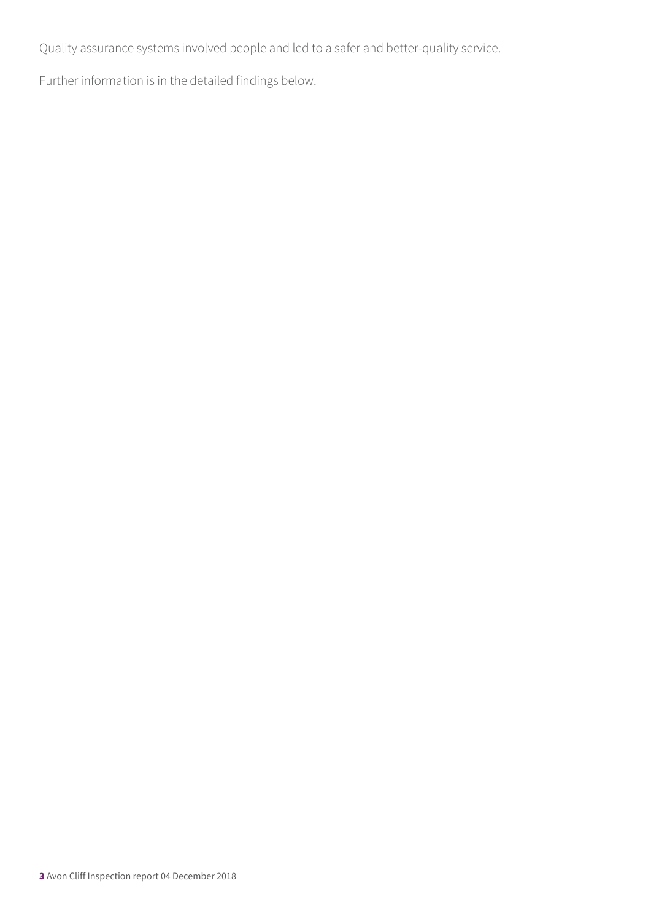Quality assurance systems involved people and led to a safer and better-quality service.

Further information is in the detailed findings below.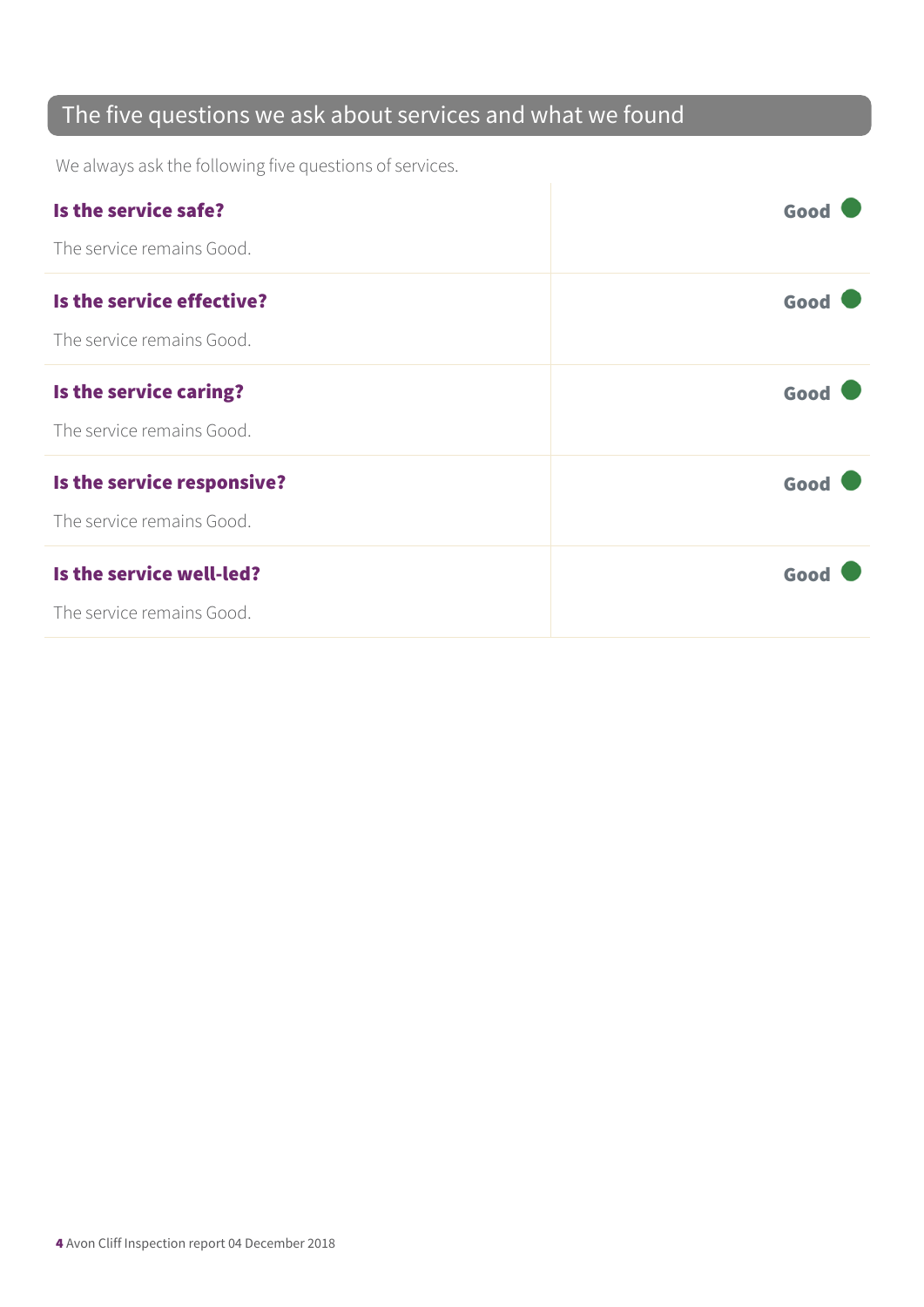## The five questions we ask about services and what we found

We always ask the following five questions of services.

**Is the service safe?** — Good

The service remains Good.

**Is the service effective?** — Good

The service remains Good.

**Is the service caring?** — Good

The service remains Good.

**Is the service responsive?** — Good

The service remains Good.

**Is the service well-led?** — Good

The service remains Good.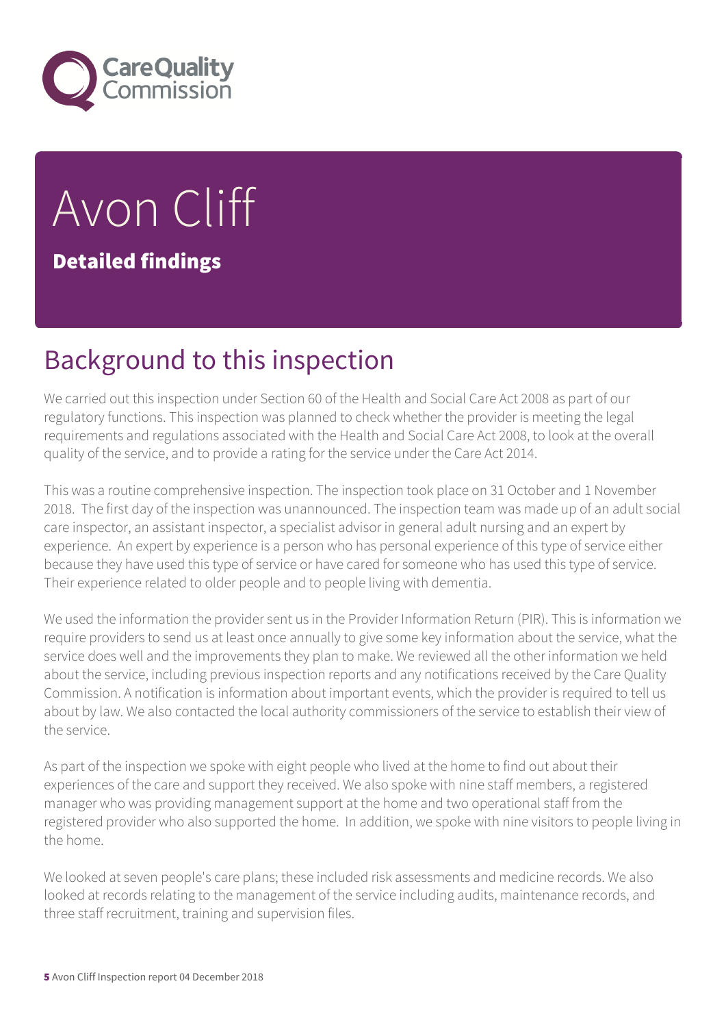# Avon Cliff

## Detailed findings

## Background to this inspection

We carried out this inspection under Section 60 of the Health and Social Care Act 2008 as part of our regulatory functions. This inspection was planned to check whether the provider is meeting the legal requirements and regulations associated with the Health and Social Care Act 2008, to look at the overall quality of the service, and to provide a rating for the service under the Care Act 2014.

This was a routine comprehensive inspection. The inspection took place on 31 October and 1 November 2018. The first day of the inspection was unannounced. The inspection team was made up of an adult social care inspector, an assistant inspector, a specialist advisor in general adult nursing and an expert by experience. An expert by experience is a person who has personal experience of this type of service either because they have used this type of service or have cared for someone who has used this type of service. Their experience related to older people and to people living with dementia.

We used the information the provider sent us in the Provider Information Return (PIR). This is information we require providers to send us at least once annually to give some key information about the service, what the service does well and the improvements they plan to make. We reviewed all the other information we held about the service, including previous inspection reports and any notifications received by the Care Quality Commission. A notification is information about important events, which the provider is required to tell us about by law. We also contacted the local authority commissioners of the service to establish their view of the service.

As part of the inspection we spoke with eight people who lived at the home to find out about their experiences of the care and support they received. We also spoke with nine staff members, a registered manager who was providing management support at the home and two operational staff from the registered provider who also supported the home. In addition, we spoke with nine visitors to people living in the home.

We looked at seven people's care plans; these included risk assessments and medicine records. We also looked at records relating to the management of the service including audits, maintenance records, and three staff recruitment, training and supervision files.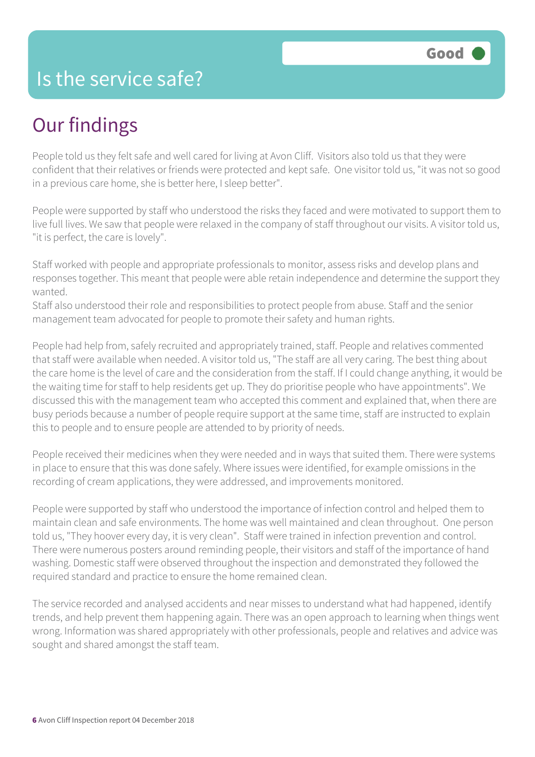# Is the service safe?

Good

## Our findings

People told us they felt safe and well cared for living at Avon Cliff. Visitors also told us that they were confident that their relatives or friends were protected and kept safe. One visitor told us, "it was not so good in a previous care home, she is better here, I sleep better".

People were supported by staff who understood the risks they faced and were motivated to support them to live full lives. We saw that people were relaxed in the company of staff throughout our visits. A visitor told us, "it is perfect, the care is lovely".

Staff worked with people and appropriate professionals to monitor, assess risks and develop plans and responses together. This meant that people were able retain independence and determine the support they wanted.
Staff also understood their role and responsibilities to protect people from abuse. Staff and the senior management team advocated for people to promote their safety and human rights.

People had help from, safely recruited and appropriately trained, staff. People and relatives commented that staff were available when needed. A visitor told us, "The staff are all very caring. The best thing about the care home is the level of care and the consideration from the staff. If I could change anything, it would be the waiting time for staff to help residents get up. They do prioritise people who have appointments". We discussed this with the management team who accepted this comment and explained that, when there are busy periods because a number of people require support at the same time, staff are instructed to explain this to people and to ensure people are attended to by priority of needs.

People received their medicines when they were needed and in ways that suited them. There were systems in place to ensure that this was done safely. Where issues were identified, for example omissions in the recording of cream applications, they were addressed, and improvements monitored.

People were supported by staff who understood the importance of infection control and helped them to maintain clean and safe environments. The home was well maintained and clean throughout. One person told us, "They hoover every day, it is very clean". Staff were trained in infection prevention and control. There were numerous posters around reminding people, their visitors and staff of the importance of hand washing. Domestic staff were observed throughout the inspection and demonstrated they followed the required standard and practice to ensure the home remained clean.

The service recorded and analysed accidents and near misses to understand what had happened, identify trends, and help prevent them happening again. There was an open approach to learning when things went wrong. Information was shared appropriately with other professionals, people and relatives and advice was sought and shared amongst the staff team.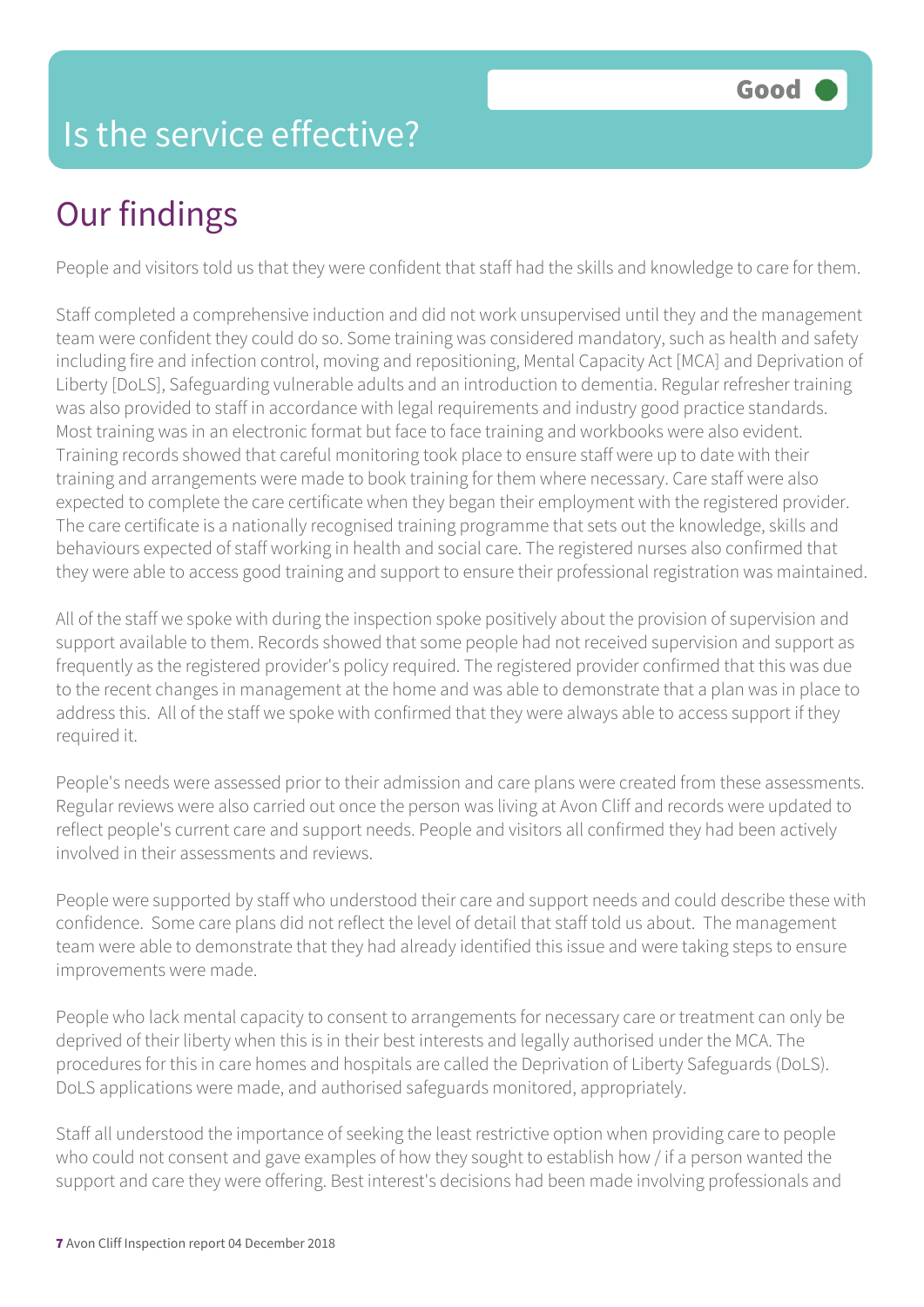# Is the service effective?

**Good**

## Our findings

People and visitors told us that they were confident that staff had the skills and knowledge to care for them.

Staff completed a comprehensive induction and did not work unsupervised until they and the management team were confident they could do so. Some training was considered mandatory, such as health and safety including fire and infection control, moving and repositioning, Mental Capacity Act [MCA] and Deprivation of Liberty [DoLS], Safeguarding vulnerable adults and an introduction to dementia. Regular refresher training was also provided to staff in accordance with legal requirements and industry good practice standards. Most training was in an electronic format but face to face training and workbooks were also evident. Training records showed that careful monitoring took place to ensure staff were up to date with their training and arrangements were made to book training for them where necessary. Care staff were also expected to complete the care certificate when they began their employment with the registered provider. The care certificate is a nationally recognised training programme that sets out the knowledge, skills and behaviours expected of staff working in health and social care. The registered nurses also confirmed that they were able to access good training and support to ensure their professional registration was maintained.

All of the staff we spoke with during the inspection spoke positively about the provision of supervision and support available to them. Records showed that some people had not received supervision and support as frequently as the registered provider's policy required. The registered provider confirmed that this was due to the recent changes in management at the home and was able to demonstrate that a plan was in place to address this. All of the staff we spoke with confirmed that they were always able to access support if they required it.

People's needs were assessed prior to their admission and care plans were created from these assessments. Regular reviews were also carried out once the person was living at Avon Cliff and records were updated to reflect people's current care and support needs. People and visitors all confirmed they had been actively involved in their assessments and reviews.

People were supported by staff who understood their care and support needs and could describe these with confidence. Some care plans did not reflect the level of detail that staff told us about. The management team were able to demonstrate that they had already identified this issue and were taking steps to ensure improvements were made.

People who lack mental capacity to consent to arrangements for necessary care or treatment can only be deprived of their liberty when this is in their best interests and legally authorised under the MCA. The procedures for this in care homes and hospitals are called the Deprivation of Liberty Safeguards (DoLS). DoLS applications were made, and authorised safeguards monitored, appropriately.

Staff all understood the importance of seeking the least restrictive option when providing care to people who could not consent and gave examples of how they sought to establish how / if a person wanted the support and care they were offering. Best interest's decisions had been made involving professionals and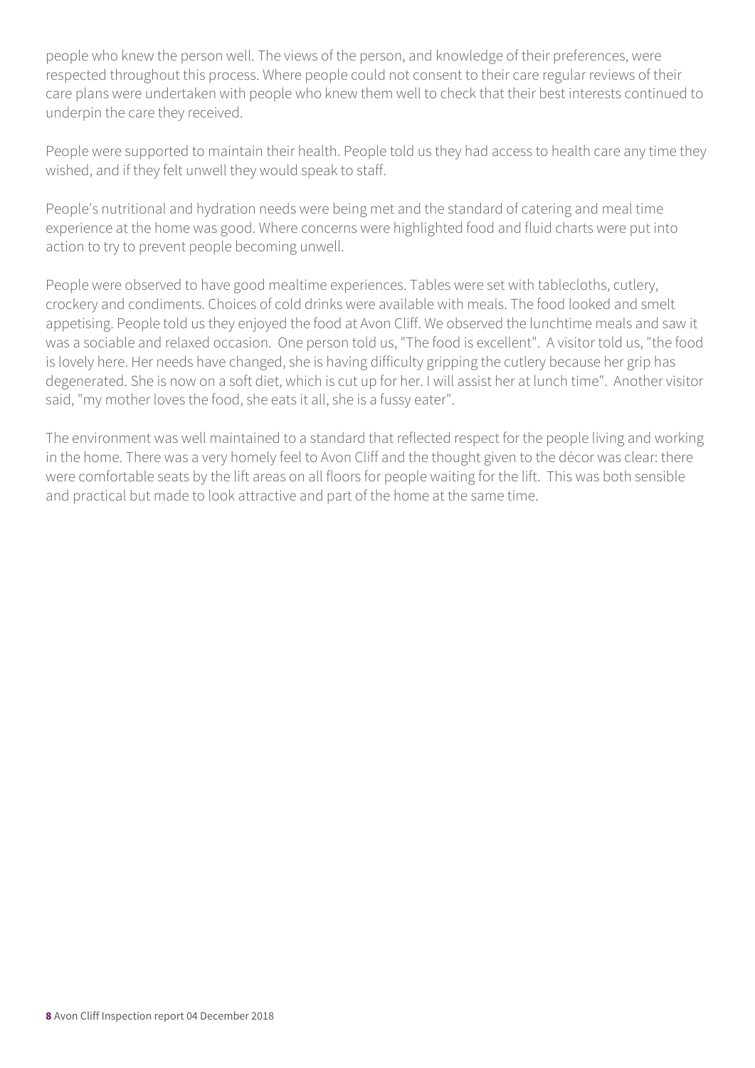people who knew the person well. The views of the person, and knowledge of their preferences, were respected throughout this process. Where people could not consent to their care regular reviews of their care plans were undertaken with people who knew them well to check that their best interests continued to underpin the care they received.

People were supported to maintain their health. People told us they had access to health care any time they wished, and if they felt unwell they would speak to staff.

People's nutritional and hydration needs were being met and the standard of catering and meal time experience at the home was good. Where concerns were highlighted food and fluid charts were put into action to try to prevent people becoming unwell.

People were observed to have good mealtime experiences. Tables were set with tablecloths, cutlery, crockery and condiments. Choices of cold drinks were available with meals. The food looked and smelt appetising. People told us they enjoyed the food at Avon Cliff. We observed the lunchtime meals and saw it was a sociable and relaxed occasion. One person told us, "The food is excellent". A visitor told us, "the food is lovely here. Her needs have changed, she is having difficulty gripping the cutlery because her grip has degenerated. She is now on a soft diet, which is cut up for her. I will assist her at lunch time". Another visitor said, "my mother loves the food, she eats it all, she is a fussy eater".

The environment was well maintained to a standard that reflected respect for the people living and working in the home. There was a very homely feel to Avon Cliff and the thought given to the décor was clear: there were comfortable seats by the lift areas on all floors for people waiting for the lift. This was both sensible and practical but made to look attractive and part of the home at the same time.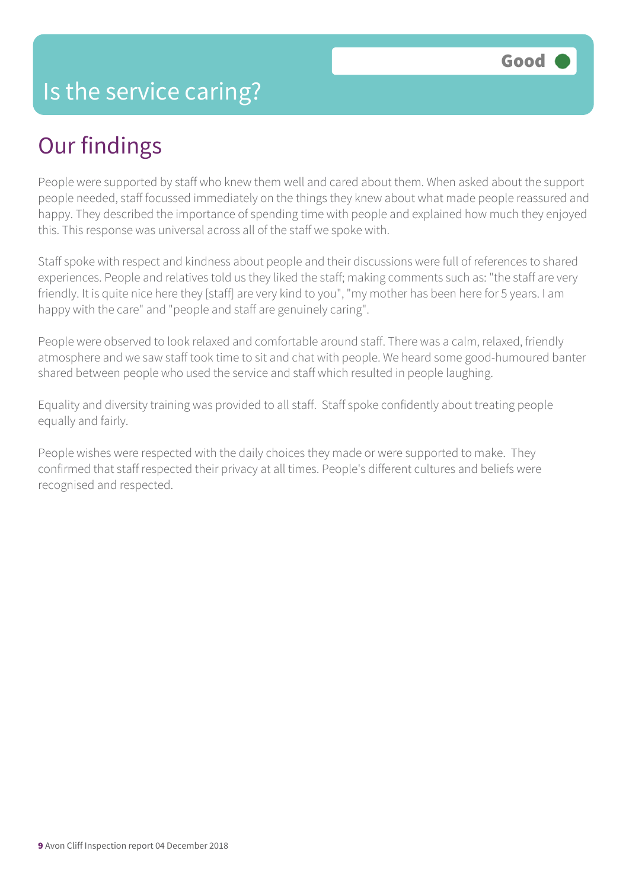# Is the service caring?

Good

## Our findings

People were supported by staff who knew them well and cared about them. When asked about the support people needed, staff focussed immediately on the things they knew about what made people reassured and happy. They described the importance of spending time with people and explained how much they enjoyed this. This response was universal across all of the staff we spoke with.

Staff spoke with respect and kindness about people and their discussions were full of references to shared experiences. People and relatives told us they liked the staff; making comments such as: "the staff are very friendly. It is quite nice here they [staff] are very kind to you", "my mother has been here for 5 years. I am happy with the care" and "people and staff are genuinely caring".

People were observed to look relaxed and comfortable around staff. There was a calm, relaxed, friendly atmosphere and we saw staff took time to sit and chat with people. We heard some good-humoured banter shared between people who used the service and staff which resulted in people laughing.

Equality and diversity training was provided to all staff. Staff spoke confidently about treating people equally and fairly.

People wishes were respected with the daily choices they made or were supported to make. They confirmed that staff respected their privacy at all times. People's different cultures and beliefs were recognised and respected.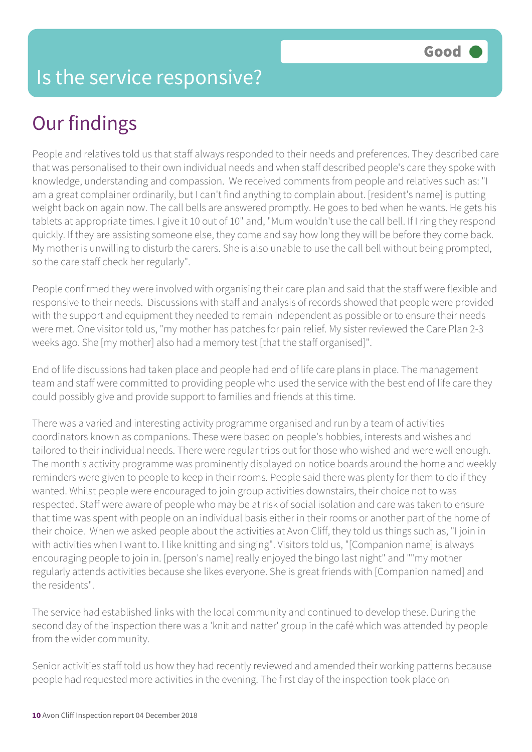# Is the service responsive?

Good

## Our findings

People and relatives told us that staff always responded to their needs and preferences. They described care that was personalised to their own individual needs and when staff described people's care they spoke with knowledge, understanding and compassion. We received comments from people and relatives such as: "I am a great complainer ordinarily, but I can't find anything to complain about. [resident's name] is putting weight back on again now. The call bells are answered promptly. He goes to bed when he wants. He gets his tablets at appropriate times. I give it 10 out of 10" and, "Mum wouldn't use the call bell. If I ring they respond quickly. If they are assisting someone else, they come and say how long they will be before they come back. My mother is unwilling to disturb the carers. She is also unable to use the call bell without being prompted, so the care staff check her regularly".

People confirmed they were involved with organising their care plan and said that the staff were flexible and responsive to their needs. Discussions with staff and analysis of records showed that people were provided with the support and equipment they needed to remain independent as possible or to ensure their needs were met. One visitor told us, "my mother has patches for pain relief. My sister reviewed the Care Plan 2-3 weeks ago. She [my mother] also had a memory test [that the staff organised]".

End of life discussions had taken place and people had end of life care plans in place. The management team and staff were committed to providing people who used the service with the best end of life care they could possibly give and provide support to families and friends at this time.

There was a varied and interesting activity programme organised and run by a team of activities coordinators known as companions. These were based on people's hobbies, interests and wishes and tailored to their individual needs. There were regular trips out for those who wished and were well enough. The month's activity programme was prominently displayed on notice boards around the home and weekly reminders were given to people to keep in their rooms. People said there was plenty for them to do if they wanted. Whilst people were encouraged to join group activities downstairs, their choice not to was respected. Staff were aware of people who may be at risk of social isolation and care was taken to ensure that time was spent with people on an individual basis either in their rooms or another part of the home of their choice. When we asked people about the activities at Avon Cliff, they told us things such as, "I join in with activities when I want to. I like knitting and singing". Visitors told us, "[Companion name] is always encouraging people to join in. [person's name] really enjoyed the bingo last night" and ""my mother regularly attends activities because she likes everyone. She is great friends with [Companion named] and the residents".

The service had established links with the local community and continued to develop these. During the second day of the inspection there was a 'knit and natter' group in the café which was attended by people from the wider community.

Senior activities staff told us how they had recently reviewed and amended their working patterns because people had requested more activities in the evening. The first day of the inspection took place on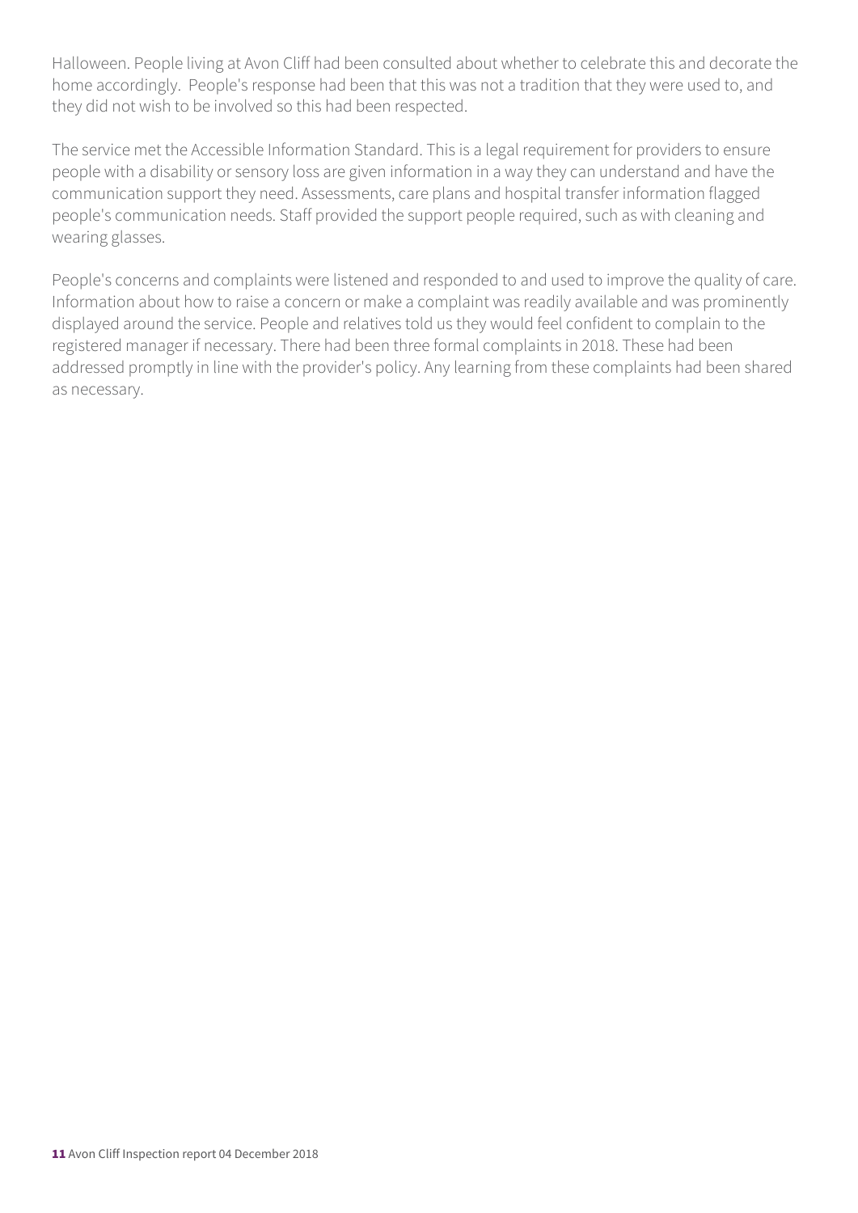Halloween. People living at Avon Cliff had been consulted about whether to celebrate this and decorate the home accordingly. People's response had been that this was not a tradition that they were used to, and they did not wish to be involved so this had been respected.

The service met the Accessible Information Standard. This is a legal requirement for providers to ensure people with a disability or sensory loss are given information in a way they can understand and have the communication support they need. Assessments, care plans and hospital transfer information flagged people's communication needs. Staff provided the support people required, such as with cleaning and wearing glasses.

People's concerns and complaints were listened and responded to and used to improve the quality of care. Information about how to raise a concern or make a complaint was readily available and was prominently displayed around the service. People and relatives told us they would feel confident to complain to the registered manager if necessary. There had been three formal complaints in 2018. These had been addressed promptly in line with the provider's policy. Any learning from these complaints had been shared as necessary.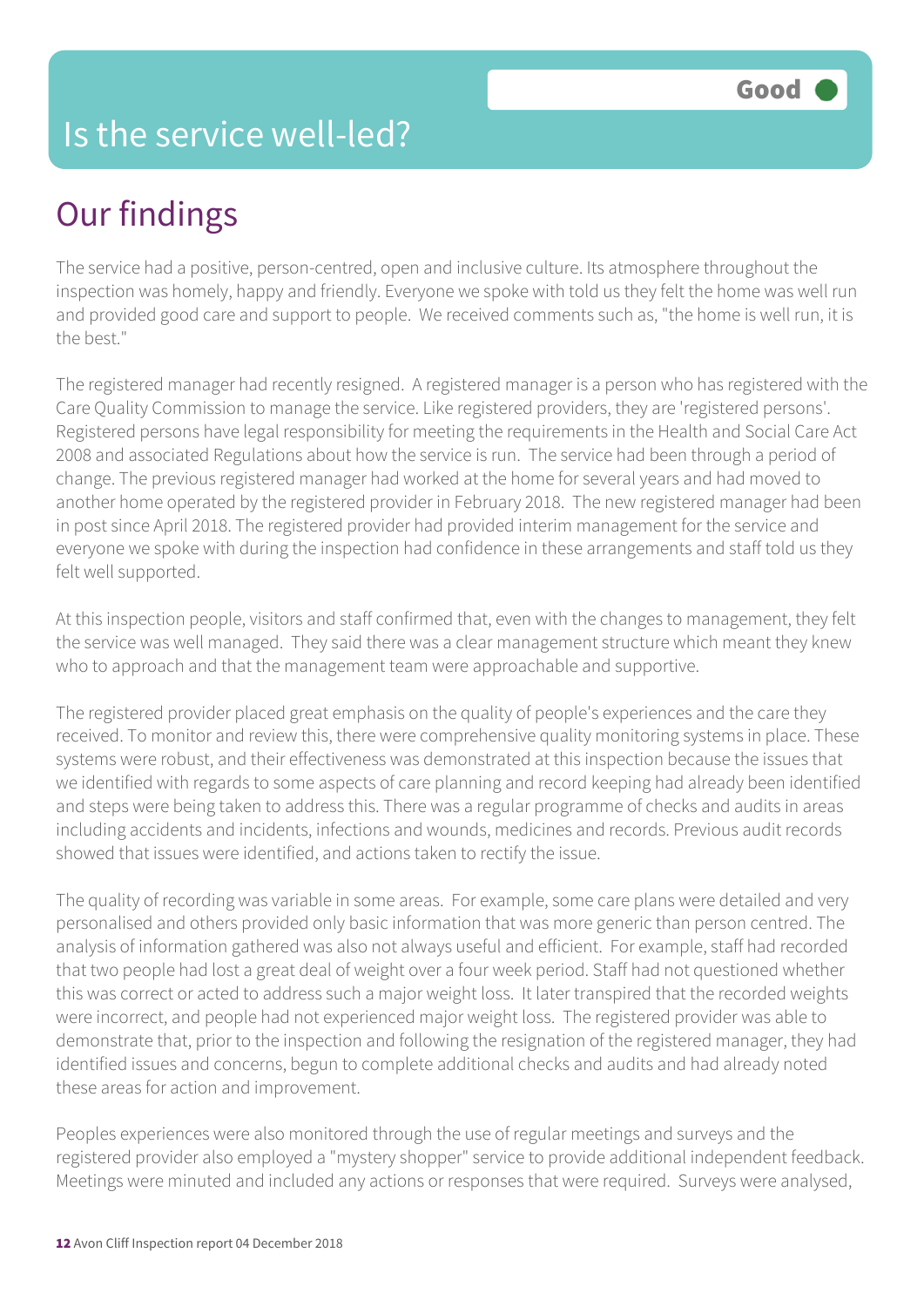# Is the service well-led?

**Good**

## Our findings

The service had a positive, person-centred, open and inclusive culture. Its atmosphere throughout the inspection was homely, happy and friendly. Everyone we spoke with told us they felt the home was well run and provided good care and support to people. We received comments such as, "the home is well run, it is the best."

The registered manager had recently resigned. A registered manager is a person who has registered with the Care Quality Commission to manage the service. Like registered providers, they are 'registered persons'. Registered persons have legal responsibility for meeting the requirements in the Health and Social Care Act 2008 and associated Regulations about how the service is run. The service had been through a period of change. The previous registered manager had worked at the home for several years and had moved to another home operated by the registered provider in February 2018. The new registered manager had been in post since April 2018. The registered provider had provided interim management for the service and everyone we spoke with during the inspection had confidence in these arrangements and staff told us they felt well supported.

At this inspection people, visitors and staff confirmed that, even with the changes to management, they felt the service was well managed. They said there was a clear management structure which meant they knew who to approach and that the management team were approachable and supportive.

The registered provider placed great emphasis on the quality of people's experiences and the care they received. To monitor and review this, there were comprehensive quality monitoring systems in place. These systems were robust, and their effectiveness was demonstrated at this inspection because the issues that we identified with regards to some aspects of care planning and record keeping had already been identified and steps were being taken to address this. There was a regular programme of checks and audits in areas including accidents and incidents, infections and wounds, medicines and records. Previous audit records showed that issues were identified, and actions taken to rectify the issue.

The quality of recording was variable in some areas. For example, some care plans were detailed and very personalised and others provided only basic information that was more generic than person centred. The analysis of information gathered was also not always useful and efficient. For example, staff had recorded that two people had lost a great deal of weight over a four week period. Staff had not questioned whether this was correct or acted to address such a major weight loss. It later transpired that the recorded weights were incorrect, and people had not experienced major weight loss. The registered provider was able to demonstrate that, prior to the inspection and following the resignation of the registered manager, they had identified issues and concerns, begun to complete additional checks and audits and had already noted these areas for action and improvement.

Peoples experiences were also monitored through the use of regular meetings and surveys and the registered provider also employed a "mystery shopper" service to provide additional independent feedback. Meetings were minuted and included any actions or responses that were required. Surveys were analysed,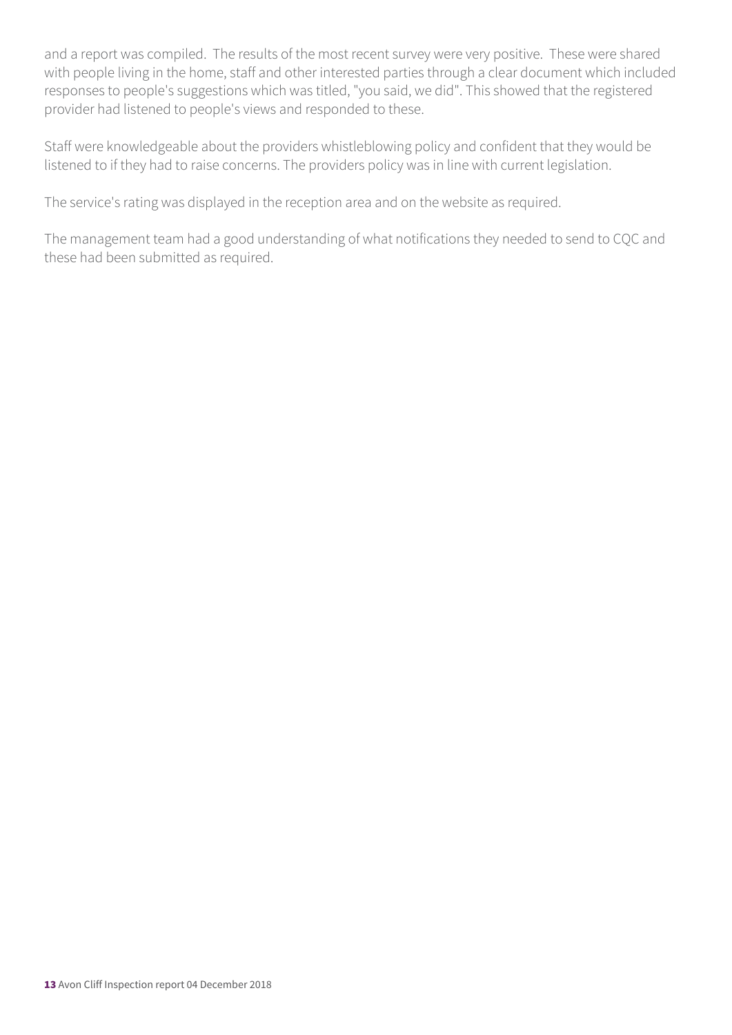and a report was compiled. The results of the most recent survey were very positive. These were shared with people living in the home, staff and other interested parties through a clear document which included responses to people's suggestions which was titled, "you said, we did". This showed that the registered provider had listened to people's views and responded to these.

Staff were knowledgeable about the providers whistleblowing policy and confident that they would be listened to if they had to raise concerns. The providers policy was in line with current legislation.

The service's rating was displayed in the reception area and on the website as required.

The management team had a good understanding of what notifications they needed to send to CQC and these had been submitted as required.